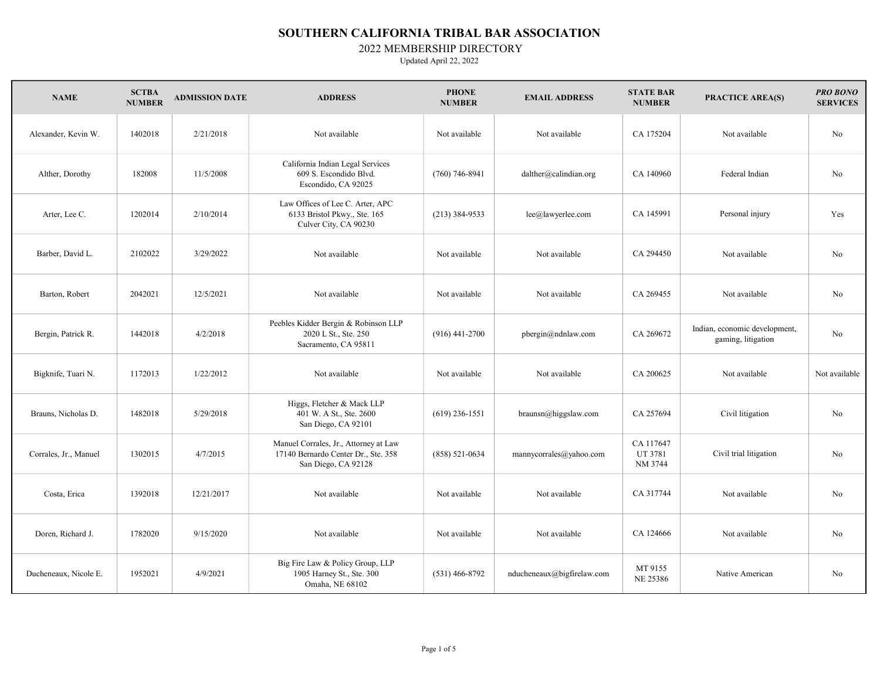# SOUTHERN CALIFORNIA TRIBAL BAR ASSOCIATION

## 2022 MEMBERSHIP DIRECTORY

Updated April 22, 2022

| NAME | SCTBA NUMBER | ADMISSION DATE | ADDRESS | PHONE NUMBER | EMAIL ADDRESS | STATE BAR NUMBER | PRACTICE AREA(S) | *PRO BONO* SERVICES |
|---|---|---|---|---|---|---|---|---|
| Alexander, Kevin W. | 1402018 | 2/21/2018 | Not available | Not available | Not available | CA 175204 | Not available | No |
| Alther, Dorothy | 182008 | 11/5/2008 | California Indian Legal Services<br>609 S. Escondido Blvd.<br>Escondido, CA 92025 | (760) 746-8941 | dalther@calindian.org | CA 140960 | Federal Indian | No |
| Arter, Lee C. | 1202014 | 2/10/2014 | Law Offices of Lee C. Arter, APC<br>6133 Bristol Pkwy., Ste. 165<br>Culver City, CA 90230 | (213) 384-9533 | lee@lawyerlee.com | CA 145991 | Personal injury | Yes |
| Barber, David L. | 2102022 | 3/29/2022 | Not available | Not available | Not available | CA 294450 | Not available | No |
| Barton, Robert | 2042021 | 12/5/2021 | Not available | Not available | Not available | CA 269455 | Not available | No |
| Bergin, Patrick R. | 1442018 | 4/2/2018 | Peebles Kidder Bergin & Robinson LLP<br>2020 L St., Ste. 250<br>Sacramento, CA 95811 | (916) 441-2700 | pbergin@ndnlaw.com | CA 269672 | Indian, economic development, gaming, litigation | No |
| Bigknife, Tuari N. | 1172013 | 1/22/2012 | Not available | Not available | Not available | CA 200625 | Not available | Not available |
| Brauns, Nicholas D. | 1482018 | 5/29/2018 | Higgs, Fletcher & Mack LLP<br>401 W. A St., Ste. 2600<br>San Diego, CA 92101 | (619) 236-1551 | braunsn@higgslaw.com | CA 257694 | Civil litigation | No |
| Corrales, Jr., Manuel | 1302015 | 4/7/2015 | Manuel Corrales, Jr., Attorney at Law<br>17140 Bernardo Center Dr., Ste. 358<br>San Diego, CA 92128 | (858) 521-0634 | mannycorrales@yahoo.com | CA 117647<br>UT 3781<br>NM 3744 | Civil trial litigation | No |
| Costa, Erica | 1392018 | 12/21/2017 | Not available | Not available | Not available | CA 317744 | Not available | No |
| Doren, Richard J. | 1782020 | 9/15/2020 | Not available | Not available | Not available | CA 124666 | Not available | No |
| Ducheneaux, Nicole E. | 1952021 | 4/9/2021 | Big Fire Law & Policy Group, LLP<br>1905 Harney St., Ste. 300<br>Omaha, NE 68102 | (531) 466-8792 | nducheneaux@bigfirelaw.com | MT 9155<br>NE 25386 | Native American | No |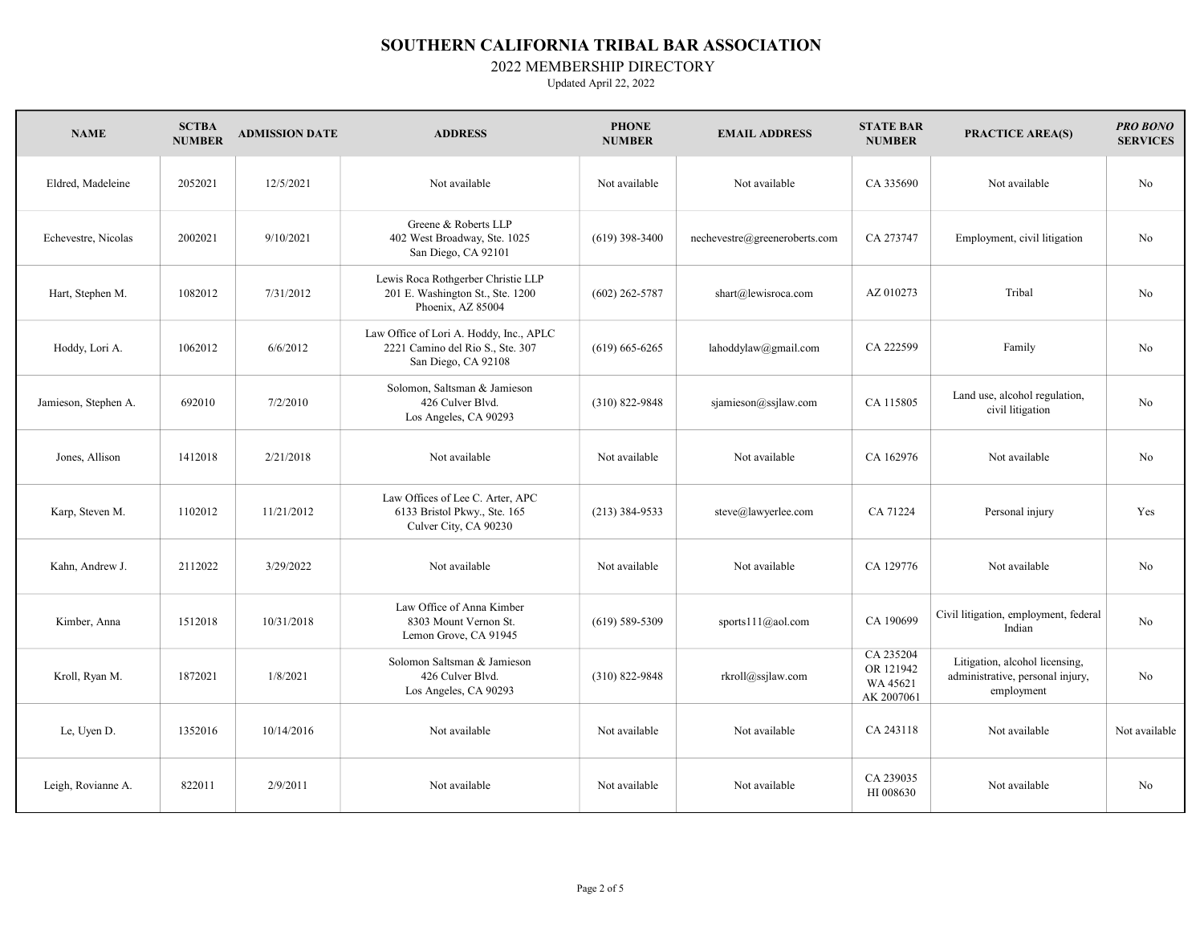# SOUTHERN CALIFORNIA TRIBAL BAR ASSOCIATION

2022 MEMBERSHIP DIRECTORY

Updated April 22, 2022

| NAME | SCTBA NUMBER | ADMISSION DATE | ADDRESS | PHONE NUMBER | EMAIL ADDRESS | STATE BAR NUMBER | PRACTICE AREA(S) | *PRO BONO* SERVICES |
|---|---|---|---|---|---|---|---|---|
| Eldred, Madeleine | 2052021 | 12/5/2021 | Not available | Not available | Not available | CA 335690 | Not available | No |
| Echevestre, Nicolas | 2002021 | 9/10/2021 | Greene & Roberts LLP<br>402 West Broadway, Ste. 1025<br>San Diego, CA 92101 | (619) 398-3400 | nechevestre@greeneroberts.com | CA 273747 | Employment, civil litigation | No |
| Hart, Stephen M. | 1082012 | 7/31/2012 | Lewis Roca Rothgerber Christie LLP<br>201 E. Washington St., Ste. 1200<br>Phoenix, AZ 85004 | (602) 262-5787 | shart@lewisroca.com | AZ 010273 | Tribal | No |
| Hoddy, Lori A. | 1062012 | 6/6/2012 | Law Office of Lori A. Hoddy, Inc., APLC<br>2221 Camino del Rio S., Ste. 307<br>San Diego, CA 92108 | (619) 665-6265 | lahoddylaw@gmail.com | CA 222599 | Family | No |
| Jamieson, Stephen A. | 692010 | 7/2/2010 | Solomon, Saltsman & Jamieson<br>426 Culver Blvd.<br>Los Angeles, CA 90293 | (310) 822-9848 | sjamieson@ssjlaw.com | CA 115805 | Land use, alcohol regulation, civil litigation | No |
| Jones, Allison | 1412018 | 2/21/2018 | Not available | Not available | Not available | CA 162976 | Not available | No |
| Karp, Steven M. | 1102012 | 11/21/2012 | Law Offices of Lee C. Arter, APC<br>6133 Bristol Pkwy., Ste. 165<br>Culver City, CA 90230 | (213) 384-9533 | steve@lawyerlee.com | CA 71224 | Personal injury | Yes |
| Kahn, Andrew J. | 2112022 | 3/29/2022 | Not available | Not available | Not available | CA 129776 | Not available | No |
| Kimber, Anna | 1512018 | 10/31/2018 | Law Office of Anna Kimber<br>8303 Mount Vernon St.<br>Lemon Grove, CA 91945 | (619) 589-5309 | sports111@aol.com | CA 190699 | Civil litigation, employment, federal Indian | No |
| Kroll, Ryan M. | 1872021 | 1/8/2021 | Solomon Saltsman & Jamieson<br>426 Culver Blvd.<br>Los Angeles, CA 90293 | (310) 822-9848 | rkroll@ssjlaw.com | CA 235204<br>OR 121942<br>WA 45621<br>AK 2007061 | Litigation, alcohol licensing, administrative, personal injury, employment | No |
| Le, Uyen D. | 1352016 | 10/14/2016 | Not available | Not available | Not available | CA 243118 | Not available | Not available |
| Leigh, Rovianne A. | 822011 | 2/9/2011 | Not available | Not available | Not available | CA 239035<br>HI 008630 | Not available | No |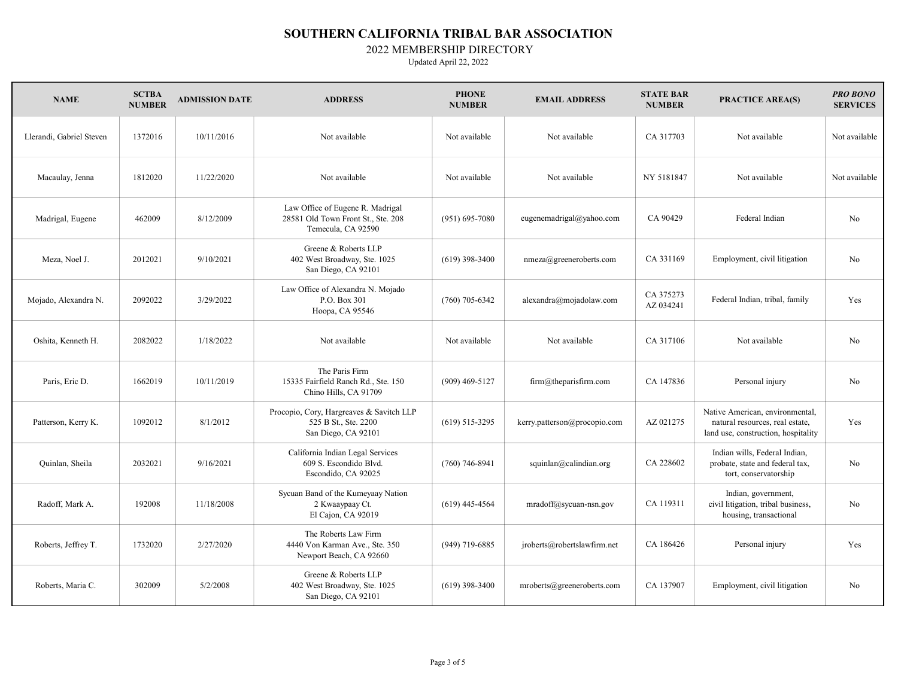# SOUTHERN CALIFORNIA TRIBAL BAR ASSOCIATION

2022 MEMBERSHIP DIRECTORY

Updated April 22, 2022

| NAME | SCTBA NUMBER | ADMISSION DATE | ADDRESS | PHONE NUMBER | EMAIL ADDRESS | STATE BAR NUMBER | PRACTICE AREA(S) | *PRO BONO* SERVICES |
|---|---|---|---|---|---|---|---|---|
| Llerandi, Gabriel Steven | 1372016 | 10/11/2016 | Not available | Not available | Not available | CA 317703 | Not available | Not available |
| Macaulay, Jenna | 1812020 | 11/22/2020 | Not available | Not available | Not available | NY 5181847 | Not available | Not available |
| Madrigal, Eugene | 462009 | 8/12/2009 | Law Office of Eugene R. Madrigal<br>28581 Old Town Front St., Ste. 208<br>Temecula, CA 92590 | (951) 695-7080 | eugenemadrigal@yahoo.com | CA 90429 | Federal Indian | No |
| Meza, Noel J. | 2012021 | 9/10/2021 | Greene & Roberts LLP<br>402 West Broadway, Ste. 1025<br>San Diego, CA 92101 | (619) 398-3400 | nmeza@greeneroberts.com | CA 331169 | Employment, civil litigation | No |
| Mojado, Alexandra N. | 2092022 | 3/29/2022 | Law Office of Alexandra N. Mojado<br>P.O. Box 301<br>Hoopa, CA 95546 | (760) 705-6342 | alexandra@mojadolaw.com | CA 375273<br>AZ 034241 | Federal Indian, tribal, family | Yes |
| Oshita, Kenneth H. | 2082022 | 1/18/2022 | Not available | Not available | Not available | CA 317106 | Not available | No |
| Paris, Eric D. | 1662019 | 10/11/2019 | The Paris Firm<br>15335 Fairfield Ranch Rd., Ste. 150<br>Chino Hills, CA 91709 | (909) 469-5127 | firm@theparisfirm.com | CA 147836 | Personal injury | No |
| Patterson, Kerry K. | 1092012 | 8/1/2012 | Procopio, Cory, Hargreaves & Savitch LLP<br>525 B St., Ste. 2200<br>San Diego, CA 92101 | (619) 515-3295 | kerry.patterson@procopio.com | AZ 021275 | Native American, environmental, natural resources, real estate, land use, construction, hospitality | Yes |
| Quinlan, Sheila | 2032021 | 9/16/2021 | California Indian Legal Services<br>609 S. Escondido Blvd.<br>Escondido, CA 92025 | (760) 746-8941 | squinlan@calindian.org | CA 228602 | Indian wills, Federal Indian, probate, state and federal tax, tort, conservatorship | No |
| Radoff, Mark A. | 192008 | 11/18/2008 | Sycuan Band of the Kumeyaay Nation<br>2 Kwaaypaay Ct.<br>El Cajon, CA 92019 | (619) 445-4564 | mradoff@sycuan-nsn.gov | CA 119311 | Indian, government, civil litigation, tribal business, housing, transactional | No |
| Roberts, Jeffrey T. | 1732020 | 2/27/2020 | The Roberts Law Firm<br>4440 Von Karman Ave., Ste. 350<br>Newport Beach, CA 92660 | (949) 719-6885 | jroberts@robertslawfirm.net | CA 186426 | Personal injury | Yes |
| Roberts, Maria C. | 302009 | 5/2/2008 | Greene & Roberts LLP<br>402 West Broadway, Ste. 1025<br>San Diego, CA 92101 | (619) 398-3400 | mroberts@greeneroberts.com | CA 137907 | Employment, civil litigation | No |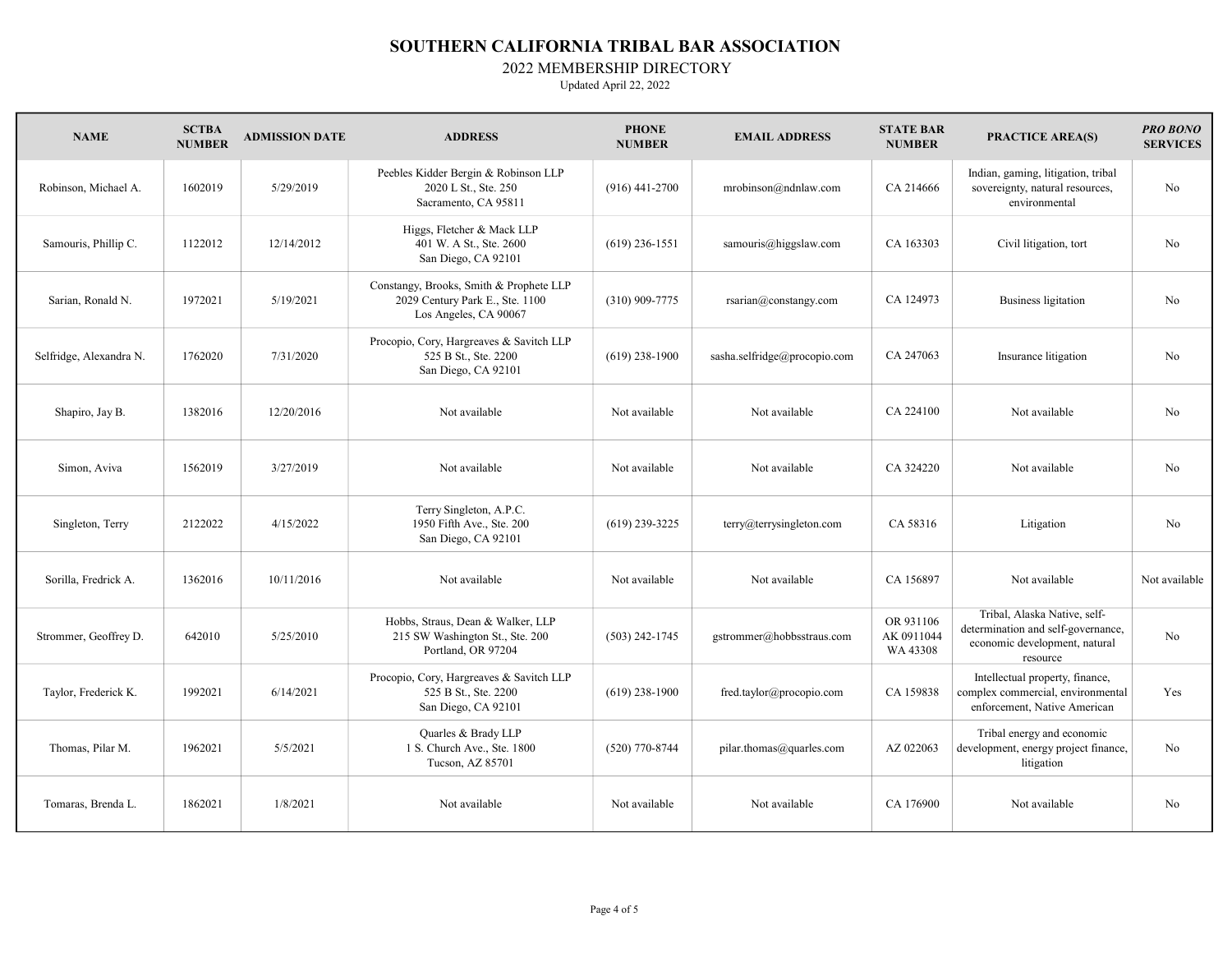# SOUTHERN CALIFORNIA TRIBAL BAR ASSOCIATION

2022 MEMBERSHIP DIRECTORY

Updated April 22, 2022

| NAME | SCTBA NUMBER | ADMISSION DATE | ADDRESS | PHONE NUMBER | EMAIL ADDRESS | STATE BAR NUMBER | PRACTICE AREA(S) | *PRO BONO* SERVICES |
|---|---|---|---|---|---|---|---|---|
| Robinson, Michael A. | 1602019 | 5/29/2019 | Peebles Kidder Bergin & Robinson LLP<br>2020 L St., Ste. 250<br>Sacramento, CA 95811 | (916) 441-2700 | mrobinson@ndnlaw.com | CA 214666 | Indian, gaming, litigation, tribal sovereignty, natural resources, environmental | No |
| Samouris, Phillip C. | 1122012 | 12/14/2012 | Higgs, Fletcher & Mack LLP<br>401 W. A St., Ste. 2600<br>San Diego, CA 92101 | (619) 236-1551 | samouris@higgslaw.com | CA 163303 | Civil litigation, tort | No |
| Sarian, Ronald N. | 1972021 | 5/19/2021 | Constangy, Brooks, Smith & Prophete LLP<br>2029 Century Park E., Ste. 1100<br>Los Angeles, CA 90067 | (310) 909-7775 | rsarian@constangy.com | CA 124973 | Business ligitation | No |
| Selfridge, Alexandra N. | 1762020 | 7/31/2020 | Procopio, Cory, Hargreaves & Savitch LLP<br>525 B St., Ste. 2200<br>San Diego, CA 92101 | (619) 238-1900 | sasha.selfridge@procopio.com | CA 247063 | Insurance litigation | No |
| Shapiro, Jay B. | 1382016 | 12/20/2016 | Not available | Not available | Not available | CA 224100 | Not available | No |
| Simon, Aviva | 1562019 | 3/27/2019 | Not available | Not available | Not available | CA 324220 | Not available | No |
| Singleton, Terry | 2122022 | 4/15/2022 | Terry Singleton, A.P.C.<br>1950 Fifth Ave., Ste. 200<br>San Diego, CA 92101 | (619) 239-3225 | terry@terrysingleton.com | CA 58316 | Litigation | No |
| Sorilla, Fredrick A. | 1362016 | 10/11/2016 | Not available | Not available | Not available | CA 156897 | Not available | Not available |
| Strommer, Geoffrey D. | 642010 | 5/25/2010 | Hobbs, Straus, Dean & Walker, LLP<br>215 SW Washington St., Ste. 200<br>Portland, OR 97204 | (503) 242-1745 | gstrommer@hobbsstraus.com | OR 931106<br>AK 0911044<br>WA 43308 | Tribal, Alaska Native, self-determination and self-governance, economic development, natural resource | No |
| Taylor, Frederick K. | 1992021 | 6/14/2021 | Procopio, Cory, Hargreaves & Savitch LLP<br>525 B St., Ste. 2200<br>San Diego, CA 92101 | (619) 238-1900 | fred.taylor@procopio.com | CA 159838 | Intellectual property, finance, complex commercial, environmental enforcement, Native American | Yes |
| Thomas, Pilar M. | 1962021 | 5/5/2021 | Quarles & Brady LLP<br>1 S. Church Ave., Ste. 1800<br>Tucson, AZ 85701 | (520) 770-8744 | pilar.thomas@quarles.com | AZ 022063 | Tribal energy and economic development, energy project finance, litigation | No |
| Tomaras, Brenda L. | 1862021 | 1/8/2021 | Not available | Not available | Not available | CA 176900 | Not available | No |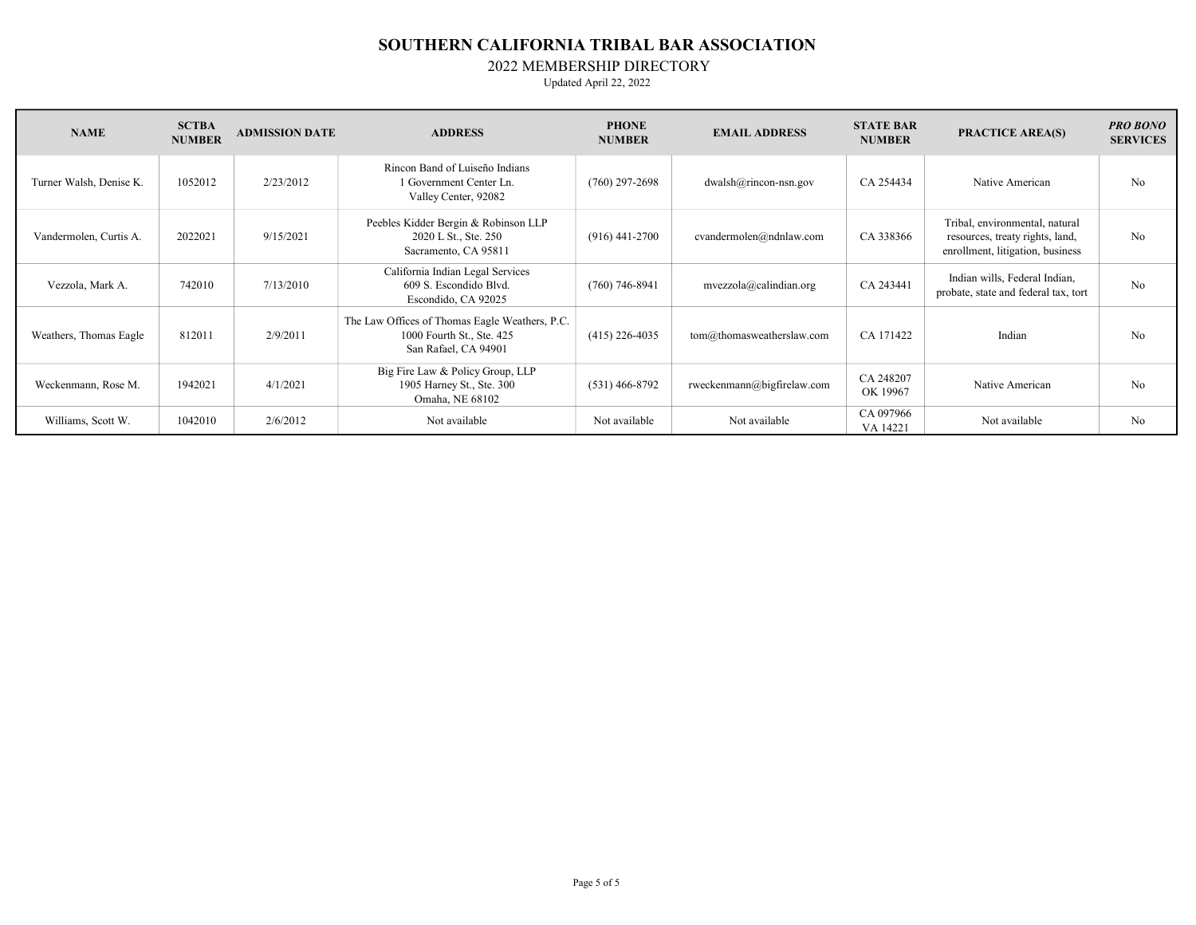# SOUTHERN CALIFORNIA TRIBAL BAR ASSOCIATION

2022 MEMBERSHIP DIRECTORY

Updated April 22, 2022

| NAME | SCTBA NUMBER | ADMISSION DATE | ADDRESS | PHONE NUMBER | EMAIL ADDRESS | STATE BAR NUMBER | PRACTICE AREA(S) | *PRO BONO* SERVICES |
|---|---|---|---|---|---|---|---|---|
| Turner Walsh, Denise K. | 1052012 | 2/23/2012 | Rincon Band of Luiseño Indians<br>1 Government Center Ln.<br>Valley Center, 92082 | (760) 297-2698 | dwalsh@rincon-nsn.gov | CA 254434 | Native American | No |
| Vandermolen, Curtis A. | 2022021 | 9/15/2021 | Peebles Kidder Bergin & Robinson LLP<br>2020 L St., Ste. 250<br>Sacramento, CA 95811 | (916) 441-2700 | cvandermolen@ndnlaw.com | CA 338366 | Tribal, environmental, natural resources, treaty rights, land, enrollment, litigation, business | No |
| Vezzola, Mark A. | 742010 | 7/13/2010 | California Indian Legal Services<br>609 S. Escondido Blvd.<br>Escondido, CA 92025 | (760) 746-8941 | mvezzola@calindian.org | CA 243441 | Indian wills, Federal Indian, probate, state and federal tax, tort | No |
| Weathers, Thomas Eagle | 812011 | 2/9/2011 | The Law Offices of Thomas Eagle Weathers, P.C.<br>1000 Fourth St., Ste. 425<br>San Rafael, CA 94901 | (415) 226-4035 | tom@thomasweatherslaw.com | CA 171422 | Indian | No |
| Weckenmann, Rose M. | 1942021 | 4/1/2021 | Big Fire Law & Policy Group, LLP<br>1905 Harney St., Ste. 300<br>Omaha, NE 68102 | (531) 466-8792 | rweckenmann@bigfirelaw.com | CA 248207<br>OK 19967 | Native American | No |
| Williams, Scott W. | 1042010 | 2/6/2012 | Not available | Not available | Not available | CA 097966<br>VA 14221 | Not available | No |